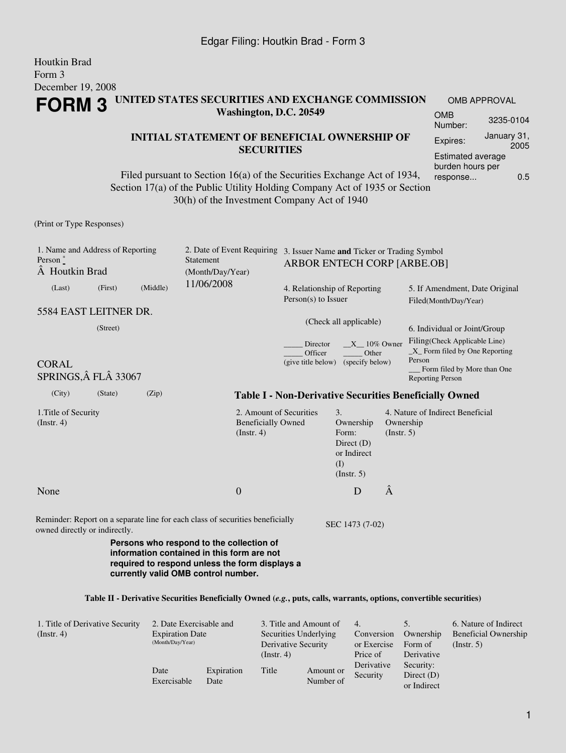Houtkin Brad
Form 3
December 19, 2008

# FORM 3

## UNITED STATES SECURITIES AND EXCHANGE COMMISSION
Washington, D.C. 20549

### INITIAL STATEMENT OF BENEFICIAL OWNERSHIP OF SECURITIES

| OMB APPROVAL | |
|---|---|
| OMB Number: | 3235-0104 |
| Expires: | January 31, 2005 |
| Estimated average burden hours per response... | 0.5 |

Filed pursuant to Section 16(a) of the Securities Exchange Act of 1934, Section 17(a) of the Public Utility Holding Company Act of 1935 or Section 30(h) of the Investment Company Act of 1940

(Print or Type Responses)

1. Name and Address of Reporting Person *
Â Houtkin Brad
(Last) (First) (Middle)

5584 EAST LEITNER DR.
(Street)

CORAL SPRINGS,Â FLÂ 33067
(City) (State) (Zip)

2. Date of Event Requiring Statement (Month/Day/Year)
11/06/2008

3. Issuer Name **and** Ticker or Trading Symbol
ARBOR ENTECH CORP [ARBE.OB]

4. Relationship of Reporting Person(s) to Issuer
(Check all applicable)
_____ Director __X__ 10% Owner
_____ Officer (give title below) _____ Other (specify below)

5. If Amendment, Date Original Filed(Month/Day/Year)

6. Individual or Joint/Group Filing(Check Applicable Line)
_X_ Form filed by One Reporting Person
___ Form filed by More than One Reporting Person

**Table I - Non-Derivative Securities Beneficially Owned**

| 1.Title of Security (Instr. 4) | 2. Amount of Securities Beneficially Owned (Instr. 4) | 3. Ownership Form: Direct (D) or Indirect (I) (Instr. 5) | 4. Nature of Indirect Beneficial Ownership (Instr. 5) |
|---|---|---|---|
| None | 0 | D | Â |

Reminder: Report on a separate line for each class of securities beneficially owned directly or indirectly.

SEC 1473 (7-02)

**Persons who respond to the collection of information contained in this form are not required to respond unless the form displays a currently valid OMB control number.**

**Table II - Derivative Securities Beneficially Owned (*e.g.*, puts, calls, warrants, options, convertible securities)**

| 1. Title of Derivative Security (Instr. 4) | 2. Date Exercisable and Expiration Date (Month/Day/Year) | | 3. Title and Amount of Securities Underlying Derivative Security (Instr. 4) | | 4. Conversion or Exercise Price of Derivative Security | 5. Ownership Form of Derivative Security: Direct (D) or Indirect | 6. Nature of Indirect Beneficial Ownership (Instr. 5) |
|---|---|---|---|---|---|---|---|
| | Date Exercisable | Expiration Date | Title | Amount or Number of | | | |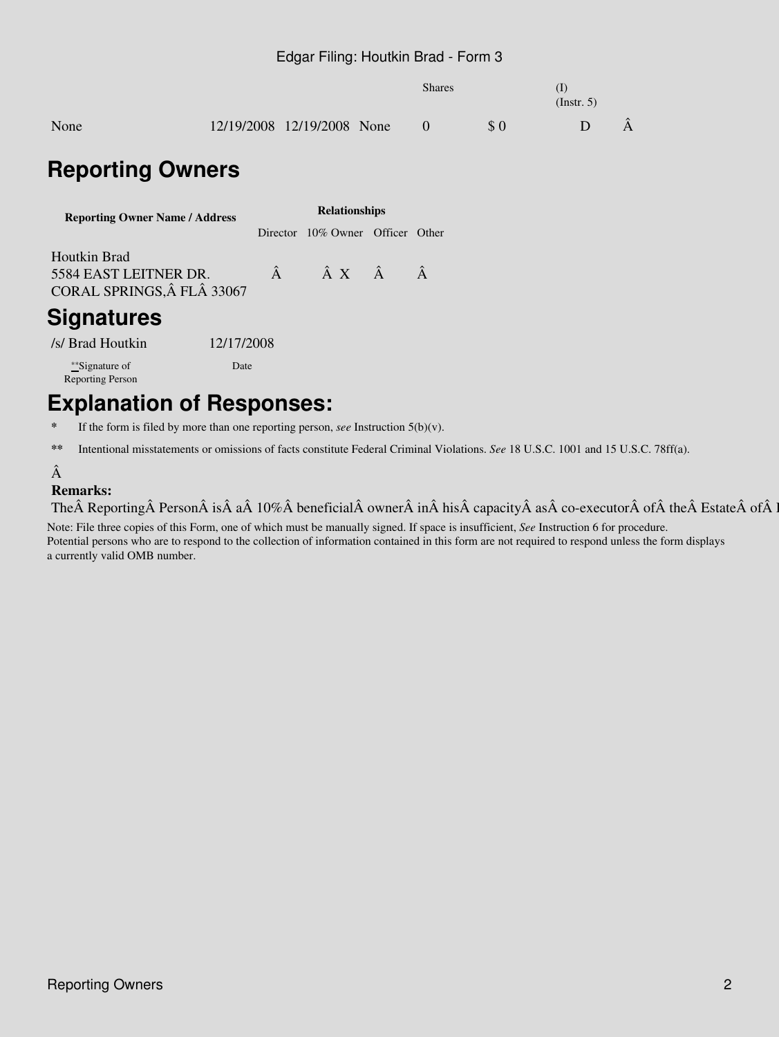| | | | | | | | |
|---|---|---|---|---|---|---|---|
| | | | | Shares | | (I) (Instr. 5) | |
| None | 12/19/2008 | 12/19/2008 | None | 0 | $ 0 | D | Â |

## Reporting Owners

| Reporting Owner Name / Address | Relationships | | | |
|---|---|---|---|---|
| | Director | 10% Owner | Officer | Other |
| Houtkin Brad<br>5584 EAST LEITNER DR.<br>CORAL SPRINGS,Â FLÂ 33067 | Â | Â X | Â | Â |

## Signatures

| | |
|---|---|
| /s/ Brad Houtkin | 12/17/2008 |
| **Signature of Reporting Person | Date |

## Explanation of Responses:

\* If the form is filed by more than one reporting person, *see* Instruction 5(b)(v).

\*\* Intentional misstatements or omissions of facts constitute Federal Criminal Violations. *See* 18 U.S.C. 1001 and 15 U.S.C. 78ff(a).

Â

**Remarks:**

TheÂ ReportingÂ PersonÂ isÂ aÂ 10%Â beneficialÂ ownerÂ inÂ hisÂ capacityÂ asÂ co-executorÂ ofÂ theÂ EstateÂ ofÂ I

Note: File three copies of this Form, one of which must be manually signed. If space is insufficient, *See* Instruction 6 for procedure.
Potential persons who are to respond to the collection of information contained in this form are not required to respond unless the form displays a currently valid OMB number.